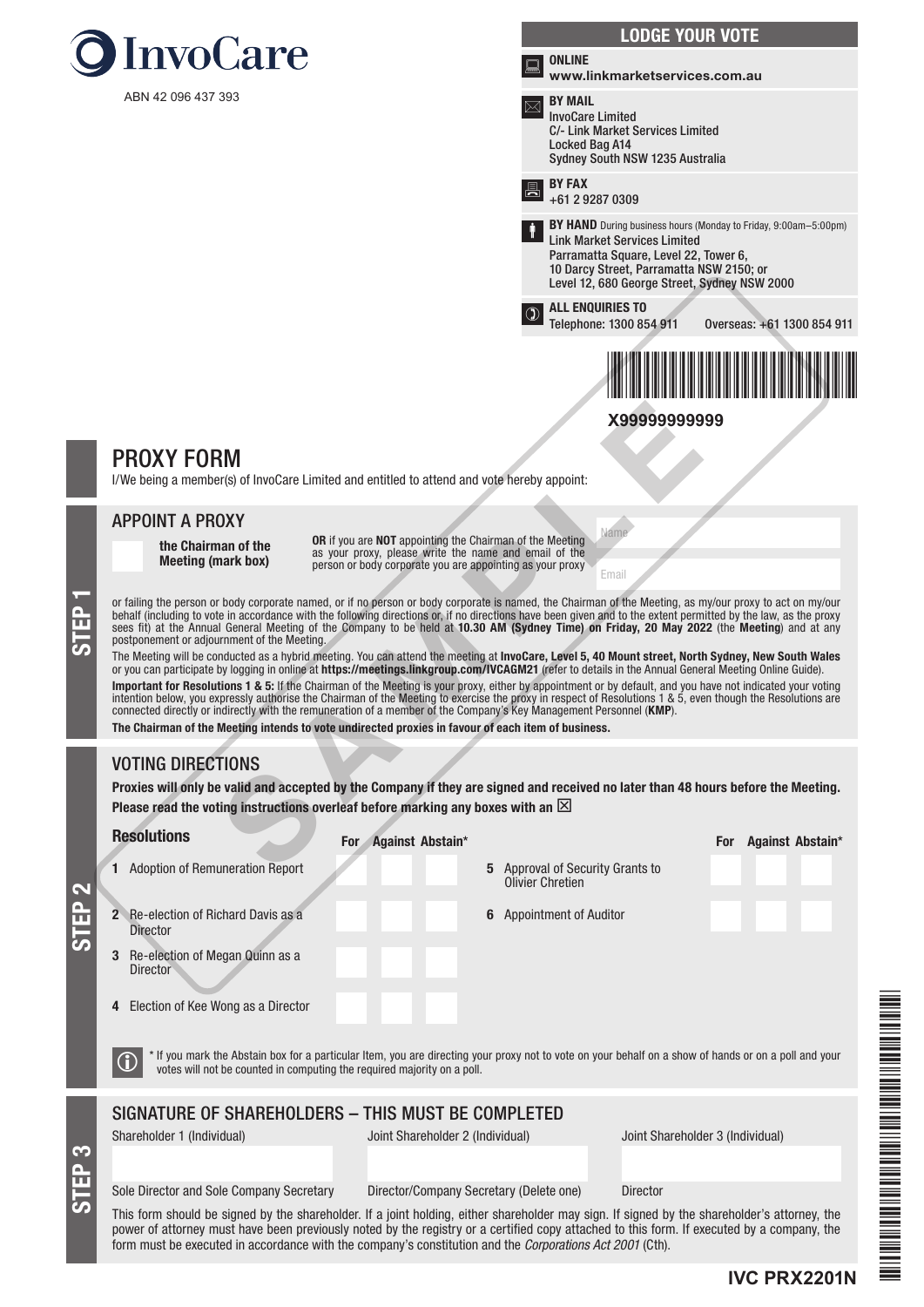# InvoCare

ABN 42 096 437 393

## LODGE YOUR VOTE

**ONLINE**
**www.linkmarketservices.com.au**

**BY MAIL**
InvoCare Limited
C/- Link Market Services Limited
Locked Bag A14
Sydney South NSW 1235 Australia

**BY FAX**
+61 2 9287 0309

**BY HAND** During business hours (Monday to Friday, 9:00am–5:00pm)
Link Market Services Limited
Parramatta Square, Level 22, Tower 6,
10 Darcy Street, Parramatta NSW 2150; or
Level 12, 680 George Street, Sydney NSW 2000

**ALL ENQUIRIES TO**
Telephone: 1300 854 911 Overseas: +61 1300 854 911

**X99999999999**

SAMPLE

# PROXY FORM

I/We being a member(s) of InvoCare Limited and entitled to attend and vote hereby appoint:

## STEP 1

### APPOINT A PROXY

☐ **the Chairman of the Meeting (mark box)**

**OR** if you are **NOT** appointing the Chairman of the Meeting as your proxy, please write the name and email of the person or body corporate you are appointing as your proxy

Name

Email

or failing the person or body corporate named, or if no person or body corporate is named, the Chairman of the Meeting, as my/our proxy to act on my/our behalf (including to vote in accordance with the following directions or, if no directions have been given and to the extent permitted by the law, as the proxy sees fit) at the Annual General Meeting of the Company to be held at **10.30 AM (Sydney Time) on Friday, 20 May 2022** (the **Meeting**) and at any postponement or adjournment of the Meeting.

The Meeting will be conducted as a hybrid meeting. You can attend the meeting at **InvoCare, Level 5, 40 Mount street, North Sydney, New South Wales** or you can participate by logging in online at **https://meetings.linkgroup.com/IVCAGM21** (refer to details in the Annual General Meeting Online Guide).

**Important for Resolutions 1 & 5:** If the Chairman of the Meeting is your proxy, either by appointment or by default, and you have not indicated your voting intention below, you expressly authorise the Chairman of the Meeting to exercise the proxy in respect of Resolutions 1 & 5, even though the Resolutions are connected directly or indirectly with the remuneration of a member of the Company's Key Management Personnel (**KMP**).

**The Chairman of the Meeting intends to vote undirected proxies in favour of each item of business.**

## STEP 2

### VOTING DIRECTIONS

**Proxies will only be valid and accepted by the Company if they are signed and received no later than 48 hours before the Meeting.**
**Please read the voting instructions overleaf before marking any boxes with an ☒**

| Resolutions | For | Against | Abstain* |
|---|---|---|---|
| 1 Adoption of Remuneration Report | ☐ | ☐ | ☐ |
| 2 Re-election of Richard Davis as a Director | ☐ | ☐ | ☐ |
| 3 Re-election of Megan Quinn as a Director | ☐ | ☐ | ☐ |
| 4 Election of Kee Wong as a Director | ☐ | ☐ | ☐ |
| 5 Approval of Security Grants to Olivier Chretien | ☐ | ☐ | ☐ |
| 6 Appointment of Auditor | ☐ | ☐ | ☐ |

\* If you mark the Abstain box for a particular Item, you are directing your proxy not to vote on your behalf on a show of hands or on a poll and your votes will not be counted in computing the required majority on a poll.

## STEP 3

### SIGNATURE OF SHAREHOLDERS – THIS MUST BE COMPLETED

| Shareholder 1 (Individual) | Joint Shareholder 2 (Individual) | Joint Shareholder 3 (Individual) |
|---|---|---|
| | | |
| Sole Director and Sole Company Secretary | Director/Company Secretary (Delete one) | Director |

This form should be signed by the shareholder. If a joint holding, either shareholder may sign. If signed by the shareholder's attorney, the power of attorney must have been previously noted by the registry or a certified copy attached to this form. If executed by a company, the form must be executed in accordance with the company's constitution and the *Corporations Act 2001* (Cth).

**IVC PRX2201N**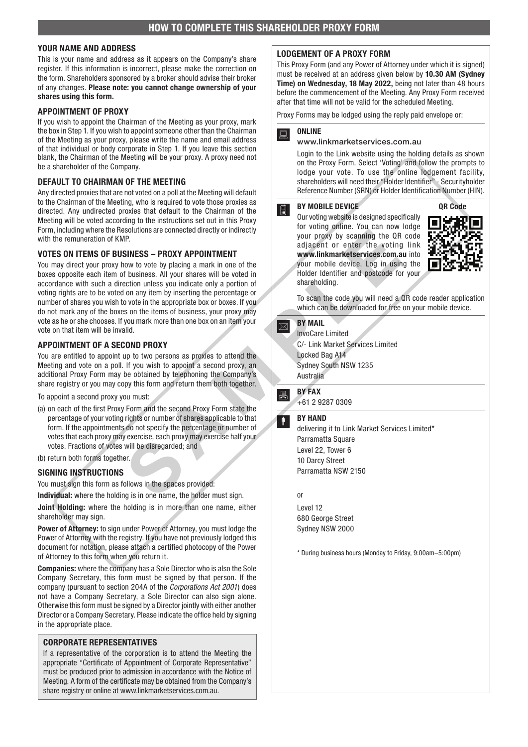# HOW TO COMPLETE THIS SHAREHOLDER PROXY FORM

## YOUR NAME AND ADDRESS

This is your name and address as it appears on the Company's share register. If this information is incorrect, please make the correction on the form. Shareholders sponsored by a broker should advise their broker of any changes. **Please note: you cannot change ownership of your shares using this form.**

## APPOINTMENT OF PROXY

If you wish to appoint the Chairman of the Meeting as your proxy, mark the box in Step 1. If you wish to appoint someone other than the Chairman of the Meeting as your proxy, please write the name and email address of that individual or body corporate in Step 1. If you leave this section blank, the Chairman of the Meeting will be your proxy. A proxy need not be a shareholder of the Company.

## DEFAULT TO CHAIRMAN OF THE MEETING

Any directed proxies that are not voted on a poll at the Meeting will default to the Chairman of the Meeting, who is required to vote those proxies as directed. Any undirected proxies that default to the Chairman of the Meeting will be voted according to the instructions set out in this Proxy Form, including where the Resolutions are connected directly or indirectly with the remuneration of KMP.

## VOTES ON ITEMS OF BUSINESS – PROXY APPOINTMENT

You may direct your proxy how to vote by placing a mark in one of the boxes opposite each item of business. All your shares will be voted in accordance with such a direction unless you indicate only a portion of voting rights are to be voted on any item by inserting the percentage or number of shares you wish to vote in the appropriate box or boxes. If you do not mark any of the boxes on the items of business, your proxy may vote as he or she chooses. If you mark more than one box on an item your vote on that item will be invalid.

## APPOINTMENT OF A SECOND PROXY

You are entitled to appoint up to two persons as proxies to attend the Meeting and vote on a poll. If you wish to appoint a second proxy, an additional Proxy Form may be obtained by telephoning the Company's share registry or you may copy this form and return them both together.

To appoint a second proxy you must:

(a) on each of the first Proxy Form and the second Proxy Form state the percentage of your voting rights or number of shares applicable to that form. If the appointments do not specify the percentage or number of votes that each proxy may exercise, each proxy may exercise half your votes. Fractions of votes will be disregarded; and

(b) return both forms together.

## SIGNING INSTRUCTIONS

You must sign this form as follows in the spaces provided:

**Individual:** where the holding is in one name, the holder must sign.

**Joint Holding:** where the holding is in more than one name, either shareholder may sign.

**Power of Attorney:** to sign under Power of Attorney, you must lodge the Power of Attorney with the registry. If you have not previously lodged this document for notation, please attach a certified photocopy of the Power of Attorney to this form when you return it.

**Companies:** where the company has a Sole Director who is also the Sole Company Secretary, this form must be signed by that person. If the company (pursuant to section 204A of the *Corporations Act 2001*) does not have a Company Secretary, a Sole Director can also sign alone. Otherwise this form must be signed by a Director jointly with either another Director or a Company Secretary. Please indicate the office held by signing in the appropriate place.

## CORPORATE REPRESENTATIVES

If a representative of the corporation is to attend the Meeting the appropriate "Certificate of Appointment of Corporate Representative" must be produced prior to admission in accordance with the Notice of Meeting. A form of the certificate may be obtained from the Company's share registry or online at www.linkmarketservices.com.au.

## LODGEMENT OF A PROXY FORM

This Proxy Form (and any Power of Attorney under which it is signed) must be received at an address given below by **10.30 AM (Sydney Time) on Wednesday, 18 May 2022,** being not later than 48 hours before the commencement of the Meeting. Any Proxy Form received after that time will not be valid for the scheduled Meeting.

Proxy Forms may be lodged using the reply paid envelope or:

### ONLINE

www.linkmarketservices.com.au

Login to the Link website using the holding details as shown on the Proxy Form. Select 'Voting' and follow the prompts to lodge your vote. To use the online lodgement facility, shareholders will need their "Holder Identifier" - Securityholder Reference Number (SRN) or Holder Identification Number (HIN).

### BY MOBILE DEVICE

QR Code

Our voting website is designed specifically for voting online. You can now lodge your proxy by scanning the QR code adjacent or enter the voting link **www.linkmarketservices.com.au** into your mobile device. Log in using the Holder Identifier and postcode for your shareholding.

To scan the code you will need a QR code reader application which can be downloaded for free on your mobile device.

### BY MAIL

InvoCare Limited  
C/- Link Market Services Limited  
Locked Bag A14  
Sydney South NSW 1235  
Australia

### BY FAX

+61 2 9287 0309

### BY HAND

delivering it to Link Market Services Limited*  
Parramatta Square  
Level 22, Tower 6  
10 Darcy Street  
Parramatta NSW 2150

or

Level 12  
680 George Street  
Sydney NSW 2000

\* During business hours (Monday to Friday, 9:00am–5:00pm)